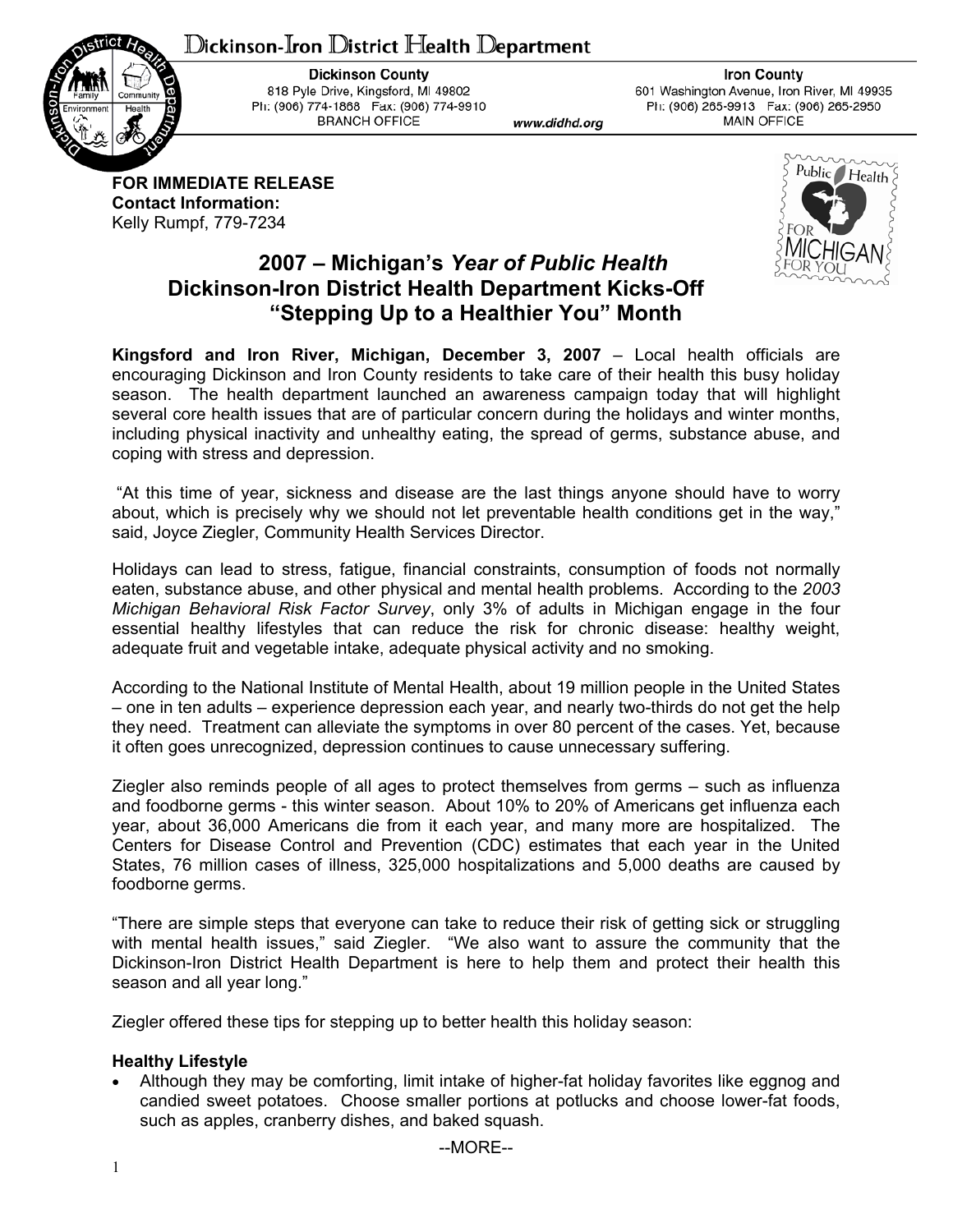Dickinson-Iron District Health Department

**Dickinson County**
818 Pyle Drive, Kingsford, MI 49802
Ph: (906) 774-1868 Fax: (906) 774-9910
BRANCH OFFICE

www.didhd.org

**Iron County**
601 Washington Avenue, Iron River, MI 49935
Ph: (906) 265-9913 Fax: (906) 265-2950
MAIN OFFICE

**FOR IMMEDIATE RELEASE**
**Contact Information:**
Kelly Rumpf, 779-7234

# 2007 – Michigan's *Year of Public Health*
# Dickinson-Iron District Health Department Kicks-Off "Stepping Up to a Healthier You" Month

**Kingsford and Iron River, Michigan, December 3, 2007** – Local health officials are encouraging Dickinson and Iron County residents to take care of their health this busy holiday season. The health department launched an awareness campaign today that will highlight several core health issues that are of particular concern during the holidays and winter months, including physical inactivity and unhealthy eating, the spread of germs, substance abuse, and coping with stress and depression.

"At this time of year, sickness and disease are the last things anyone should have to worry about, which is precisely why we should not let preventable health conditions get in the way," said, Joyce Ziegler, Community Health Services Director.

Holidays can lead to stress, fatigue, financial constraints, consumption of foods not normally eaten, substance abuse, and other physical and mental health problems. According to the *2003 Michigan Behavioral Risk Factor Survey*, only 3% of adults in Michigan engage in the four essential healthy lifestyles that can reduce the risk for chronic disease: healthy weight, adequate fruit and vegetable intake, adequate physical activity and no smoking.

According to the National Institute of Mental Health, about 19 million people in the United States – one in ten adults – experience depression each year, and nearly two-thirds do not get the help they need. Treatment can alleviate the symptoms in over 80 percent of the cases. Yet, because it often goes unrecognized, depression continues to cause unnecessary suffering.

Ziegler also reminds people of all ages to protect themselves from germs – such as influenza and foodborne germs - this winter season. About 10% to 20% of Americans get influenza each year, about 36,000 Americans die from it each year, and many more are hospitalized. The Centers for Disease Control and Prevention (CDC) estimates that each year in the United States, 76 million cases of illness, 325,000 hospitalizations and 5,000 deaths are caused by foodborne germs.

"There are simple steps that everyone can take to reduce their risk of getting sick or struggling with mental health issues," said Ziegler. "We also want to assure the community that the Dickinson-Iron District Health Department is here to help them and protect their health this season and all year long."

Ziegler offered these tips for stepping up to better health this holiday season:

**Healthy Lifestyle**

- Although they may be comforting, limit intake of higher-fat holiday favorites like eggnog and candied sweet potatoes. Choose smaller portions at potlucks and choose lower-fat foods, such as apples, cranberry dishes, and baked squash.

--MORE--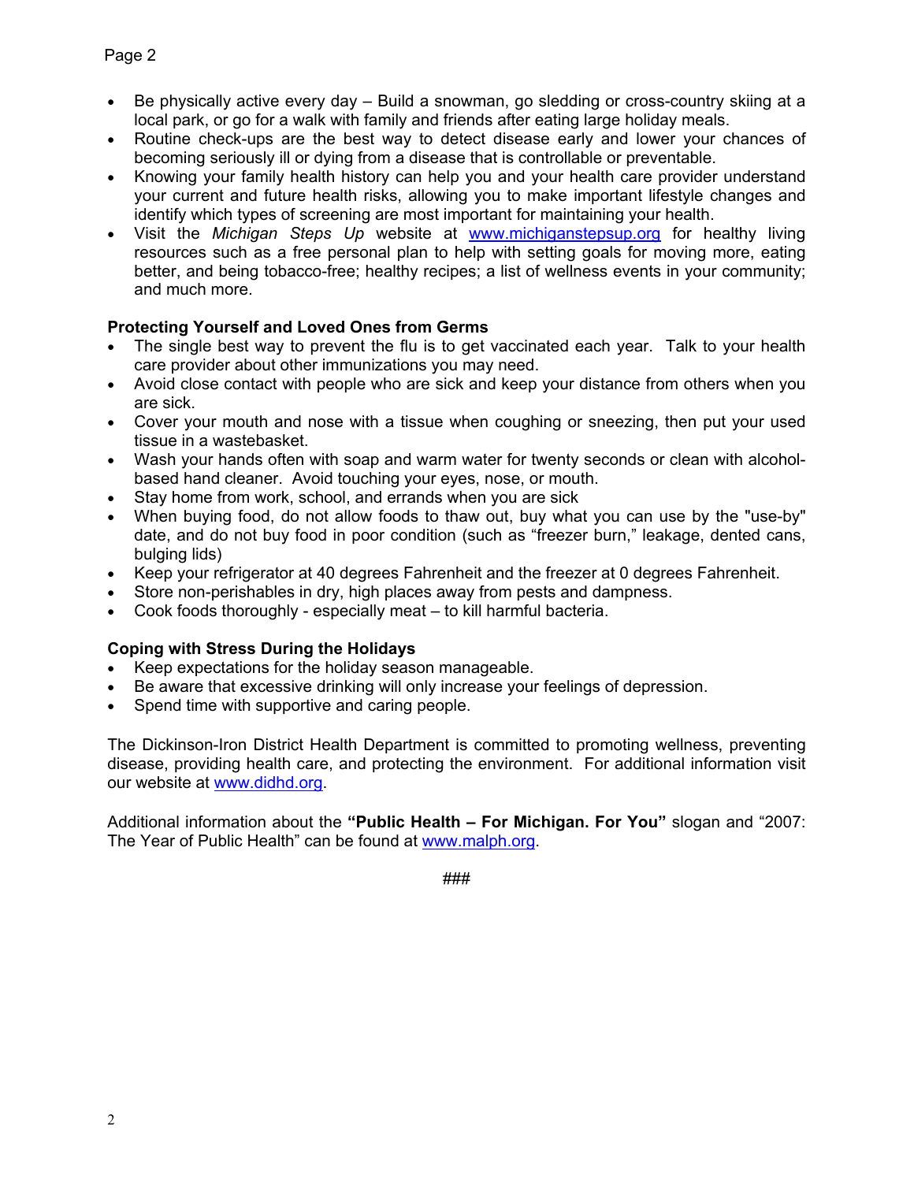- Be physically active every day – Build a snowman, go sledding or cross-country skiing at a local park, or go for a walk with family and friends after eating large holiday meals.
- Routine check-ups are the best way to detect disease early and lower your chances of becoming seriously ill or dying from a disease that is controllable or preventable.
- Knowing your family health history can help you and your health care provider understand your current and future health risks, allowing you to make important lifestyle changes and identify which types of screening are most important for maintaining your health.
- Visit the *Michigan Steps Up* website at www.michiganstepsup.org for healthy living resources such as a free personal plan to help with setting goals for moving more, eating better, and being tobacco-free; healthy recipes; a list of wellness events in your community; and much more.

**Protecting Yourself and Loved Ones from Germs**

- The single best way to prevent the flu is to get vaccinated each year. Talk to your health care provider about other immunizations you may need.
- Avoid close contact with people who are sick and keep your distance from others when you are sick.
- Cover your mouth and nose with a tissue when coughing or sneezing, then put your used tissue in a wastebasket.
- Wash your hands often with soap and warm water for twenty seconds or clean with alcohol-based hand cleaner. Avoid touching your eyes, nose, or mouth.
- Stay home from work, school, and errands when you are sick
- When buying food, do not allow foods to thaw out, buy what you can use by the "use-by" date, and do not buy food in poor condition (such as "freezer burn," leakage, dented cans, bulging lids)
- Keep your refrigerator at 40 degrees Fahrenheit and the freezer at 0 degrees Fahrenheit.
- Store non-perishables in dry, high places away from pests and dampness.
- Cook foods thoroughly - especially meat – to kill harmful bacteria.

**Coping with Stress During the Holidays**

- Keep expectations for the holiday season manageable.
- Be aware that excessive drinking will only increase your feelings of depression.
- Spend time with supportive and caring people.

The Dickinson-Iron District Health Department is committed to promoting wellness, preventing disease, providing health care, and protecting the environment. For additional information visit our website at www.didhd.org.

Additional information about the **"Public Health – For Michigan. For You"** slogan and "2007: The Year of Public Health" can be found at www.malph.org.

###